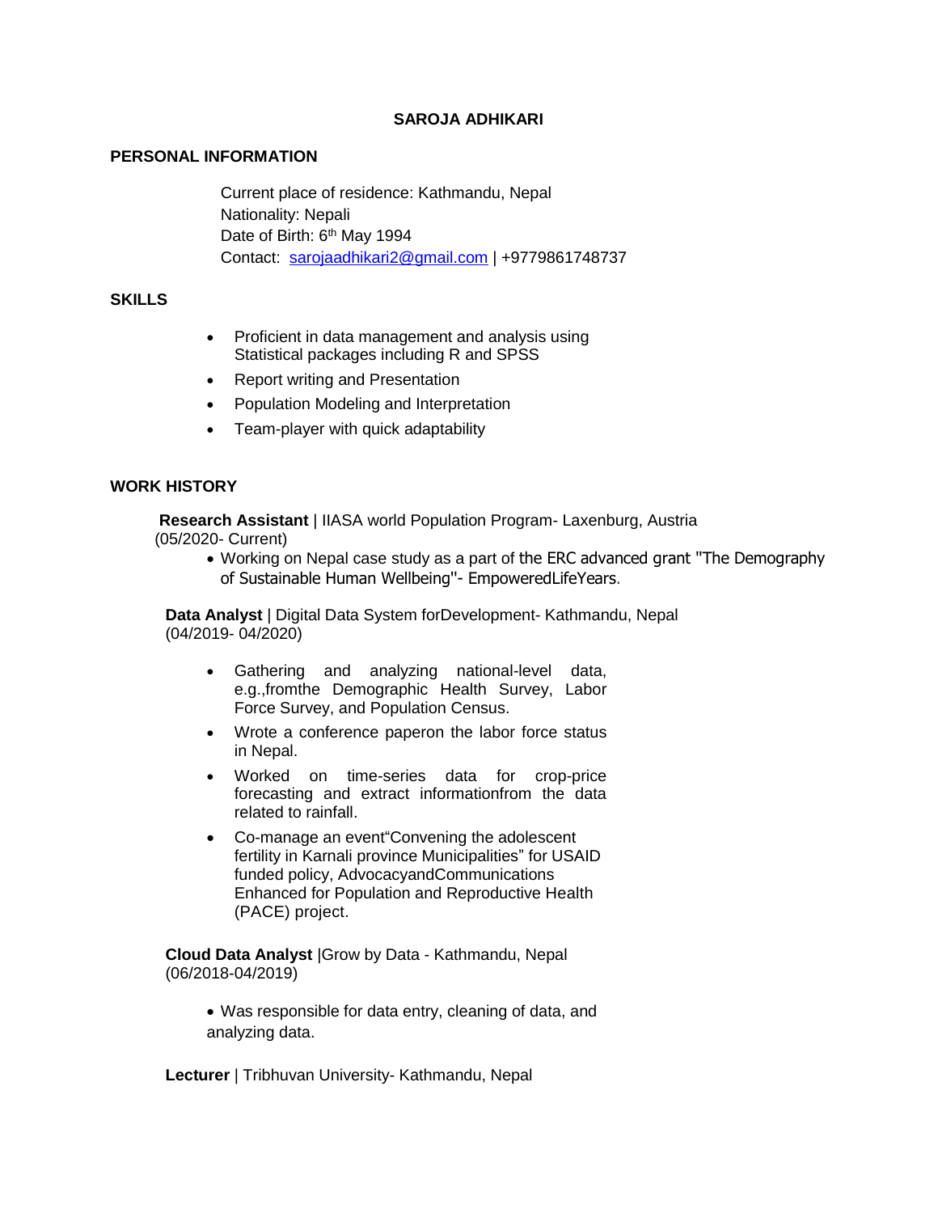# SAROJA ADHIKARI

## PERSONAL INFORMATION

Current place of residence: Kathmandu, Nepal
Nationality: Nepali
Date of Birth: 6th May 1994
Contact: sarojaadhikari2@gmail.com | +9779861748737

## SKILLS

- Proficient in data management and analysis using Statistical packages including R and SPSS
- Report writing and Presentation
- Population Modeling and Interpretation
- Team-player with quick adaptability

## WORK HISTORY

**Research Assistant** | IIASA world Population Program- Laxenburg, Austria
(05/2020- Current)

- Working on Nepal case study as a part of the ERC advanced grant "The Demography of Sustainable Human Wellbeing"- EmpoweredLifeYears.

**Data Analyst** | Digital Data System forDevelopment- Kathmandu, Nepal
(04/2019- 04/2020)

- Gathering and analyzing national-level data, e.g.,fromthe Demographic Health Survey, Labor Force Survey, and Population Census.
- Wrote a conference paperon the labor force status in Nepal.
- Worked on time-series data for crop-price forecasting and extract informationfrom the data related to rainfall.
- Co-manage an event"Convening the adolescent fertility in Karnali province Municipalities" for USAID funded policy, AdvocacyandCommunications Enhanced for Population and Reproductive Health (PACE) project.

**Cloud Data Analyst** |Grow by Data - Kathmandu, Nepal
(06/2018-04/2019)

- Was responsible for data entry, cleaning of data, and analyzing data.

**Lecturer** | Tribhuvan University- Kathmandu, Nepal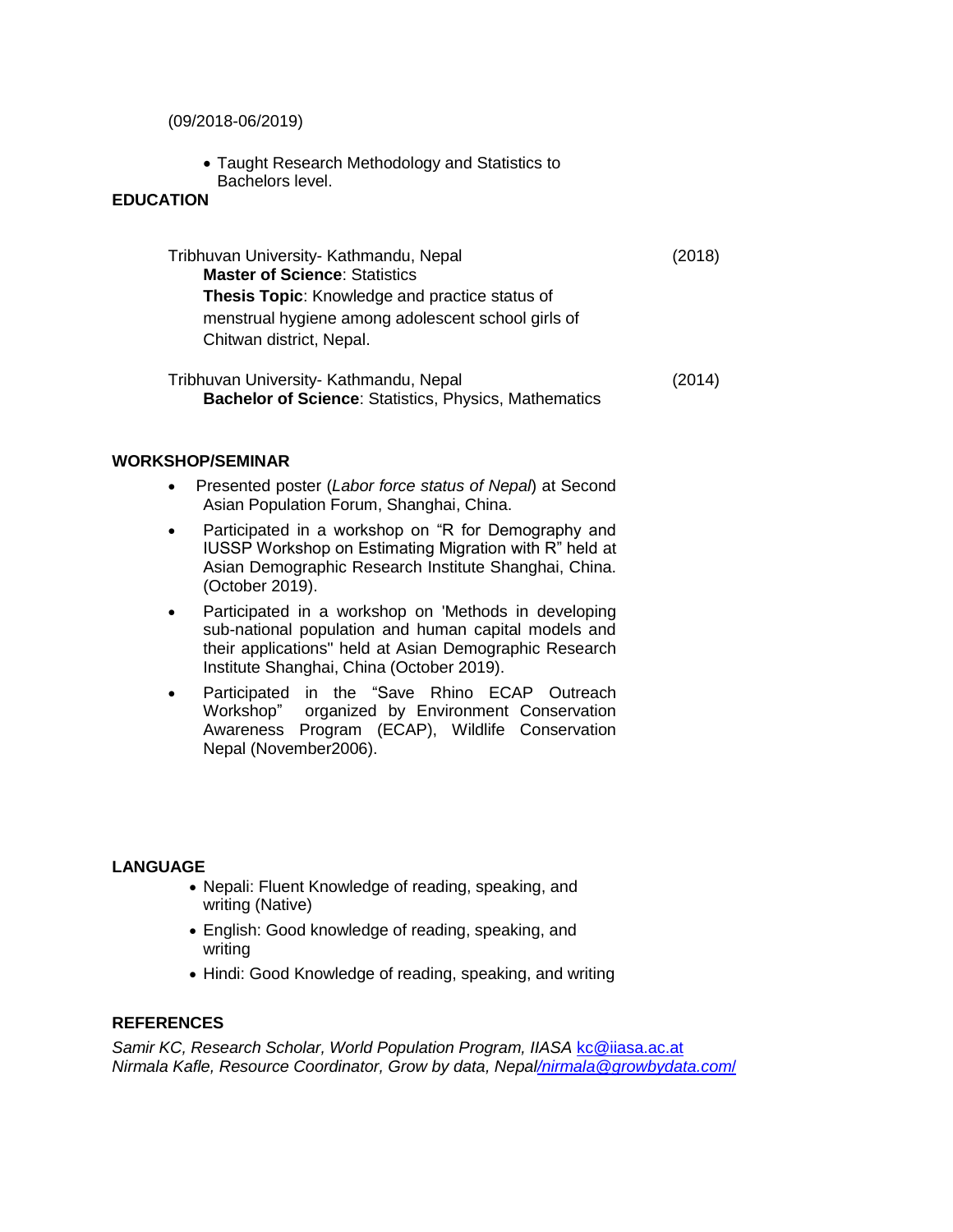(09/2018-06/2019)

- Taught Research Methodology and Statistics to Bachelors level.

## EDUCATION

Tribhuvan University- Kathmandu, Nepal (2018)
**Master of Science**: Statistics
**Thesis Topic**: Knowledge and practice status of menstrual hygiene among adolescent school girls of Chitwan district, Nepal.

Tribhuvan University- Kathmandu, Nepal (2014)
**Bachelor of Science**: Statistics, Physics, Mathematics

## WORKSHOP/SEMINAR

- Presented poster (*Labor force status of Nepal*) at Second Asian Population Forum, Shanghai, China.
- Participated in a workshop on “R for Demography and IUSSP Workshop on Estimating Migration with R” held at Asian Demographic Research Institute Shanghai, China. (October 2019).
- Participated in a workshop on 'Methods in developing sub-national population and human capital models and their applications'' held at Asian Demographic Research Institute Shanghai, China (October 2019).
- Participated in the “Save Rhino ECAP Outreach Workshop” organized by Environment Conservation Awareness Program (ECAP), Wildlife Conservation Nepal (November2006).

## LANGUAGE

- Nepali: Fluent Knowledge of reading, speaking, and writing (Native)
- English: Good knowledge of reading, speaking, and writing
- Hindi: Good Knowledge of reading, speaking, and writing

## REFERENCES

*Samir KC, Research Scholar, World Population Program, IIASA* kc@iiasa.ac.at
*Nirmala Kafle, Resource Coordinator, Grow by data, Nepal*/nirmala@growbydata.com/